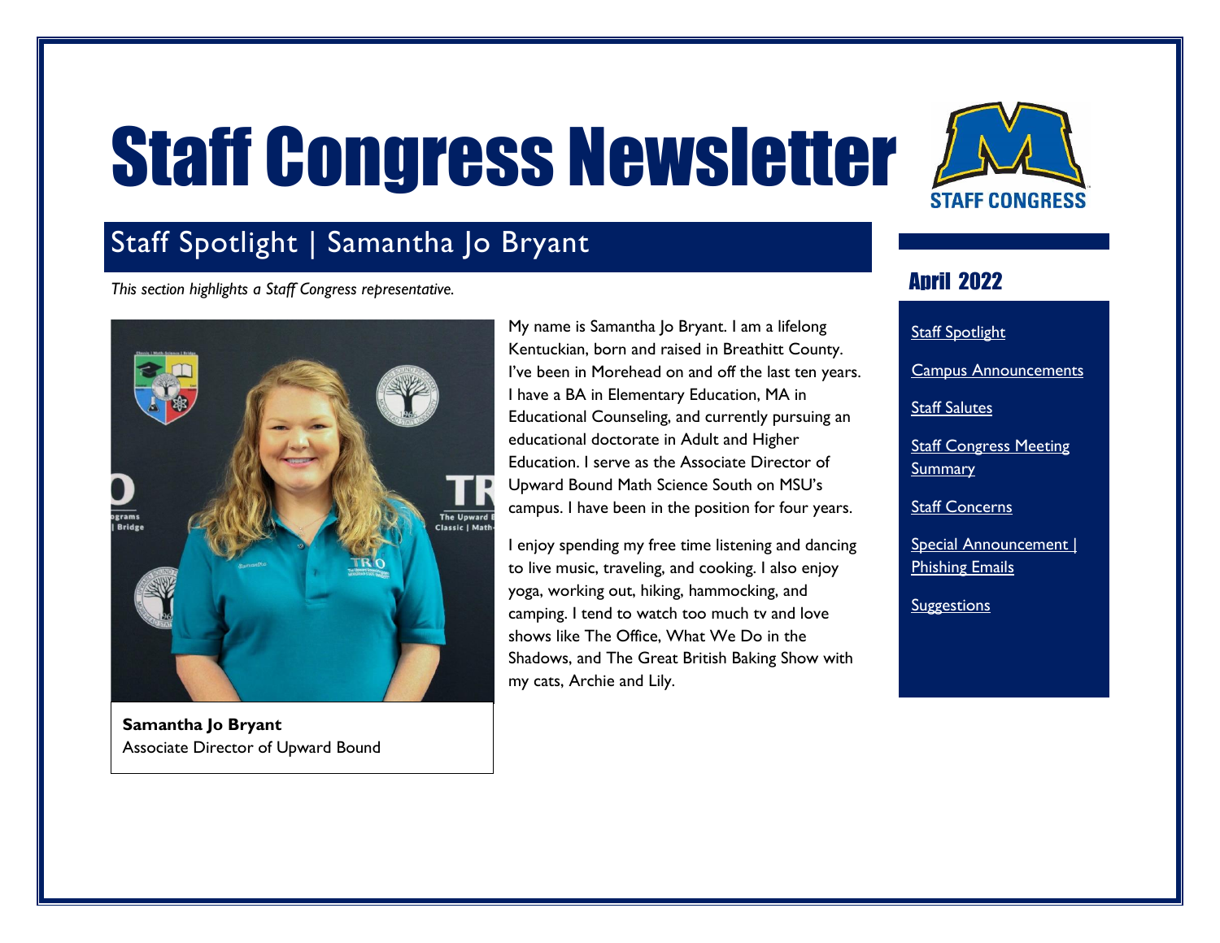# Staff Congress Newsletter

STAFF CONGRESS

## April 2022

- Staff Spotlight
- Campus Announcements
- Staff Salutes
- Staff Congress Meeting Summary
- Staff Concerns
- Special Announcement | Phishing Emails
- Suggestions

## Staff Spotlight | Samantha Jo Bryant

*This section highlights a Staff Congress representative.*

**Samantha Jo Bryant**
Associate Director of Upward Bound

My name is Samantha Jo Bryant. I am a lifelong Kentuckian, born and raised in Breathitt County. I've been in Morehead on and off the last ten years. I have a BA in Elementary Education, MA in Educational Counseling, and currently pursuing an educational doctorate in Adult and Higher Education. I serve as the Associate Director of Upward Bound Math Science South on MSU's campus. I have been in the position for four years.

I enjoy spending my free time listening and dancing to live music, traveling, and cooking. I also enjoy yoga, working out, hiking, hammocking, and camping. I tend to watch too much tv and love shows like The Office, What We Do in the Shadows, and The Great British Baking Show with my cats, Archie and Lily.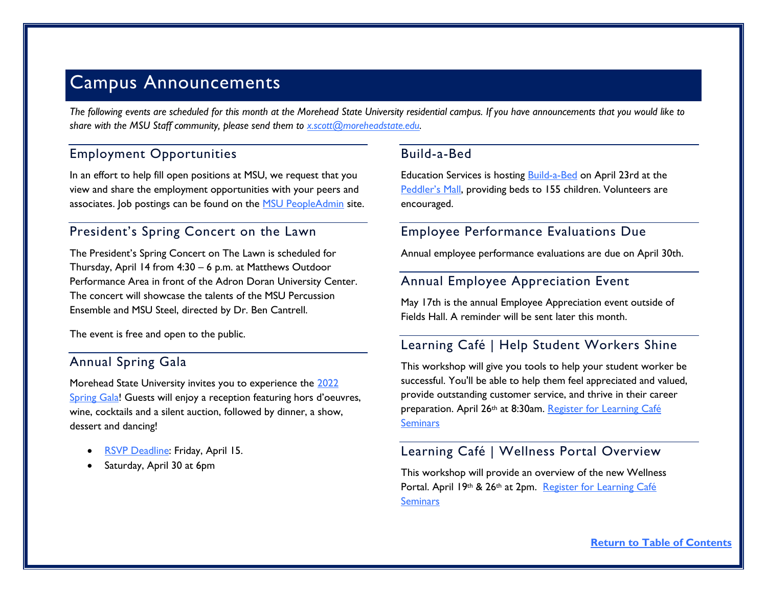# Campus Announcements

*The following events are scheduled for this month at the Morehead State University residential campus. If you have announcements that you would like to share with the MSU Staff community, please send them to [x.scott@moreheadstate.edu](mailto:x.scott@moreheadstate.edu).*

## Employment Opportunities

In an effort to help fill open positions at MSU, we request that you view and share the employment opportunities with your peers and associates. Job postings can be found on the MSU PeopleAdmin site.

## President's Spring Concert on the Lawn

The President's Spring Concert on The Lawn is scheduled for Thursday, April 14 from 4:30 – 6 p.m. at Matthews Outdoor Performance Area in front of the Adron Doran University Center. The concert will showcase the talents of the MSU Percussion Ensemble and MSU Steel, directed by Dr. Ben Cantrell.

The event is free and open to the public.

## Annual Spring Gala

Morehead State University invites you to experience the 2022 Spring Gala! Guests will enjoy a reception featuring hors d'oeuvres, wine, cocktails and a silent auction, followed by dinner, a show, dessert and dancing!

- RSVP Deadline: Friday, April 15.
- Saturday, April 30 at 6pm

## Build-a-Bed

Education Services is hosting Build-a-Bed on April 23rd at the Peddler's Mall, providing beds to 155 children. Volunteers are encouraged.

## Employee Performance Evaluations Due

Annual employee performance evaluations are due on April 30th.

## Annual Employee Appreciation Event

May 17th is the annual Employee Appreciation event outside of Fields Hall. A reminder will be sent later this month.

## Learning Café | Help Student Workers Shine

This workshop will give you tools to help your student worker be successful. You'll be able to help them feel appreciated and valued, provide outstanding customer service, and thrive in their career preparation. April 26th at 8:30am. Register for Learning Café Seminars

## Learning Café | Wellness Portal Overview

This workshop will provide an overview of the new Wellness Portal. April 19th & 26th at 2pm. Register for Learning Café Seminars

**Return to Table of Contents**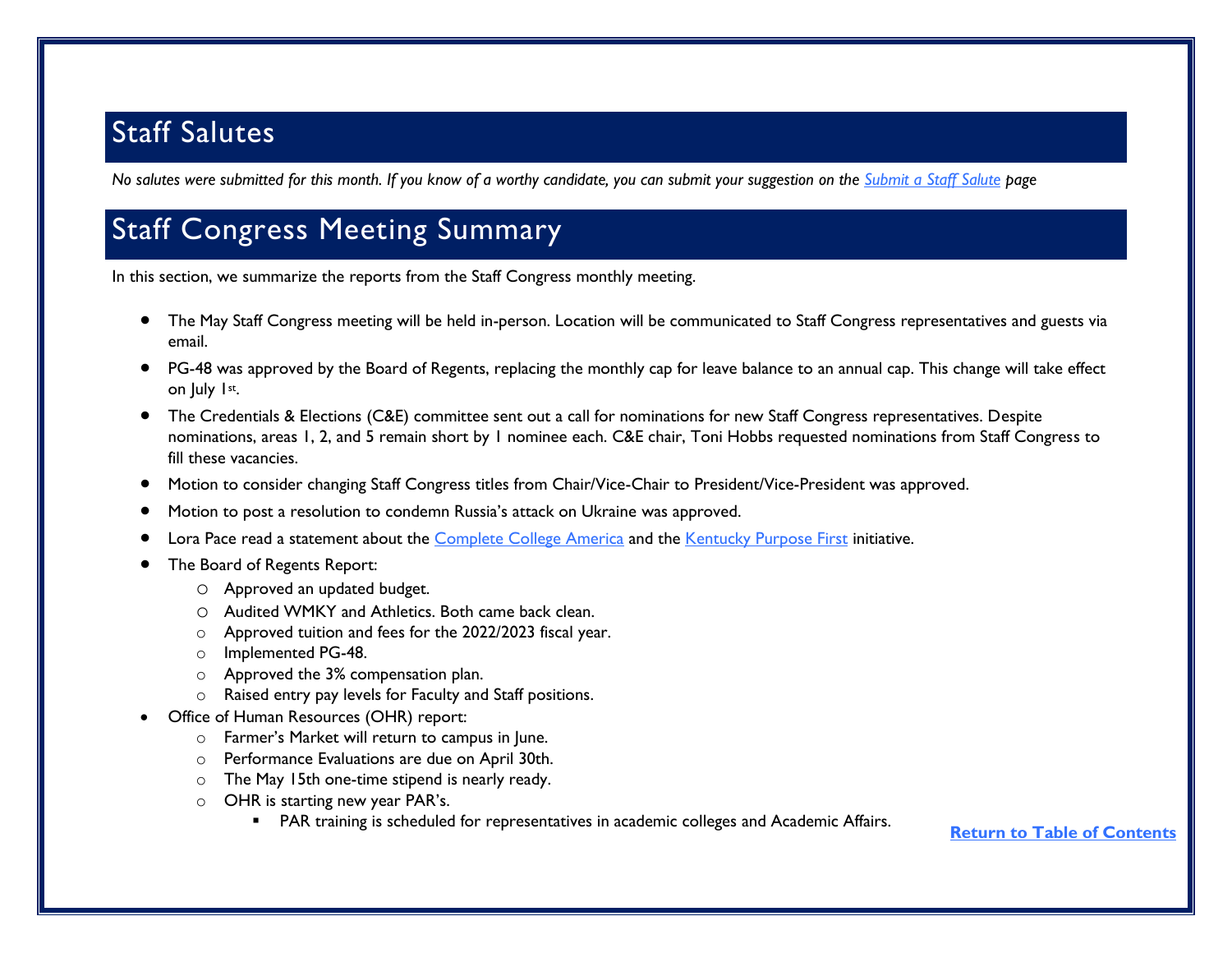## Staff Salutes

*No salutes were submitted for this month. If you know of a worthy candidate, you can submit your suggestion on the [Submit a Staff Salute](#) page*

## Staff Congress Meeting Summary

In this section, we summarize the reports from the Staff Congress monthly meeting.

- The May Staff Congress meeting will be held in-person. Location will be communicated to Staff Congress representatives and guests via email.
- PG-48 was approved by the Board of Regents, replacing the monthly cap for leave balance to an annual cap. This change will take effect on July 1st.
- The Credentials & Elections (C&E) committee sent out a call for nominations for new Staff Congress representatives. Despite nominations, areas 1, 2, and 5 remain short by 1 nominee each. C&E chair, Toni Hobbs requested nominations from Staff Congress to fill these vacancies.
- Motion to consider changing Staff Congress titles from Chair/Vice-Chair to President/Vice-President was approved.
- Motion to post a resolution to condemn Russia's attack on Ukraine was approved.
- Lora Pace read a statement about the [Complete College America](#) and the [Kentucky Purpose First](#) initiative.
- The Board of Regents Report:
  - Approved an updated budget.
  - Audited WMKY and Athletics. Both came back clean.
  - Approved tuition and fees for the 2022/2023 fiscal year.
  - Implemented PG-48.
  - Approved the 3% compensation plan.
  - Raised entry pay levels for Faculty and Staff positions.
- Office of Human Resources (OHR) report:
  - Farmer's Market will return to campus in June.
  - Performance Evaluations are due on April 30th.
  - The May 15th one-time stipend is nearly ready.
  - OHR is starting new year PAR's.
    - PAR training is scheduled for representatives in academic colleges and Academic Affairs.

**[Return to Table of Contents](#)**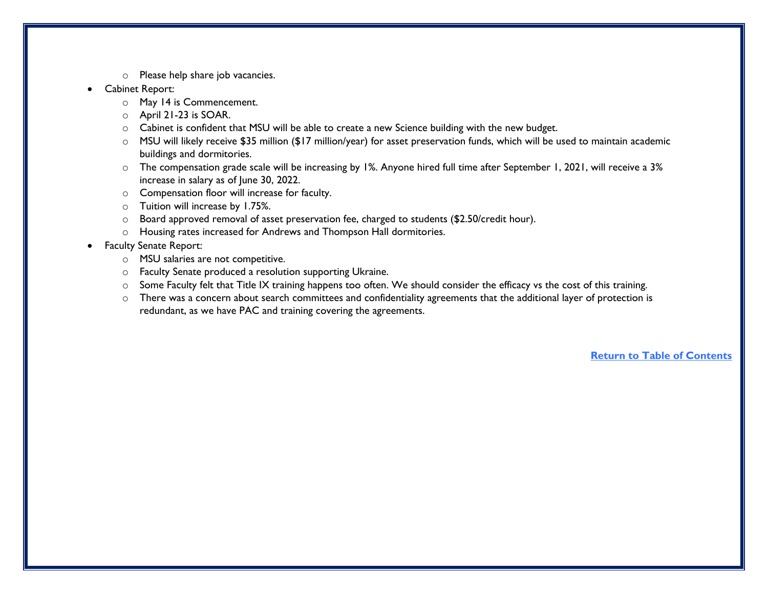- Please help share job vacancies.
- Cabinet Report:
  - May 14 is Commencement.
  - April 21-23 is SOAR.
  - Cabinet is confident that MSU will be able to create a new Science building with the new budget.
  - MSU will likely receive $35 million ($17 million/year) for asset preservation funds, which will be used to maintain academic buildings and dormitories.
  - The compensation grade scale will be increasing by 1%. Anyone hired full time after September 1, 2021, will receive a 3% increase in salary as of June 30, 2022.
  - Compensation floor will increase for faculty.
  - Tuition will increase by 1.75%.
  - Board approved removal of asset preservation fee, charged to students ($2.50/credit hour).
  - Housing rates increased for Andrews and Thompson Hall dormitories.
- Faculty Senate Report:
  - MSU salaries are not competitive.
  - Faculty Senate produced a resolution supporting Ukraine.
  - Some Faculty felt that Title IX training happens too often. We should consider the efficacy vs the cost of this training.
  - There was a concern about search committees and confidentiality agreements that the additional layer of protection is redundant, as we have PAC and training covering the agreements.

**Return to Table of Contents**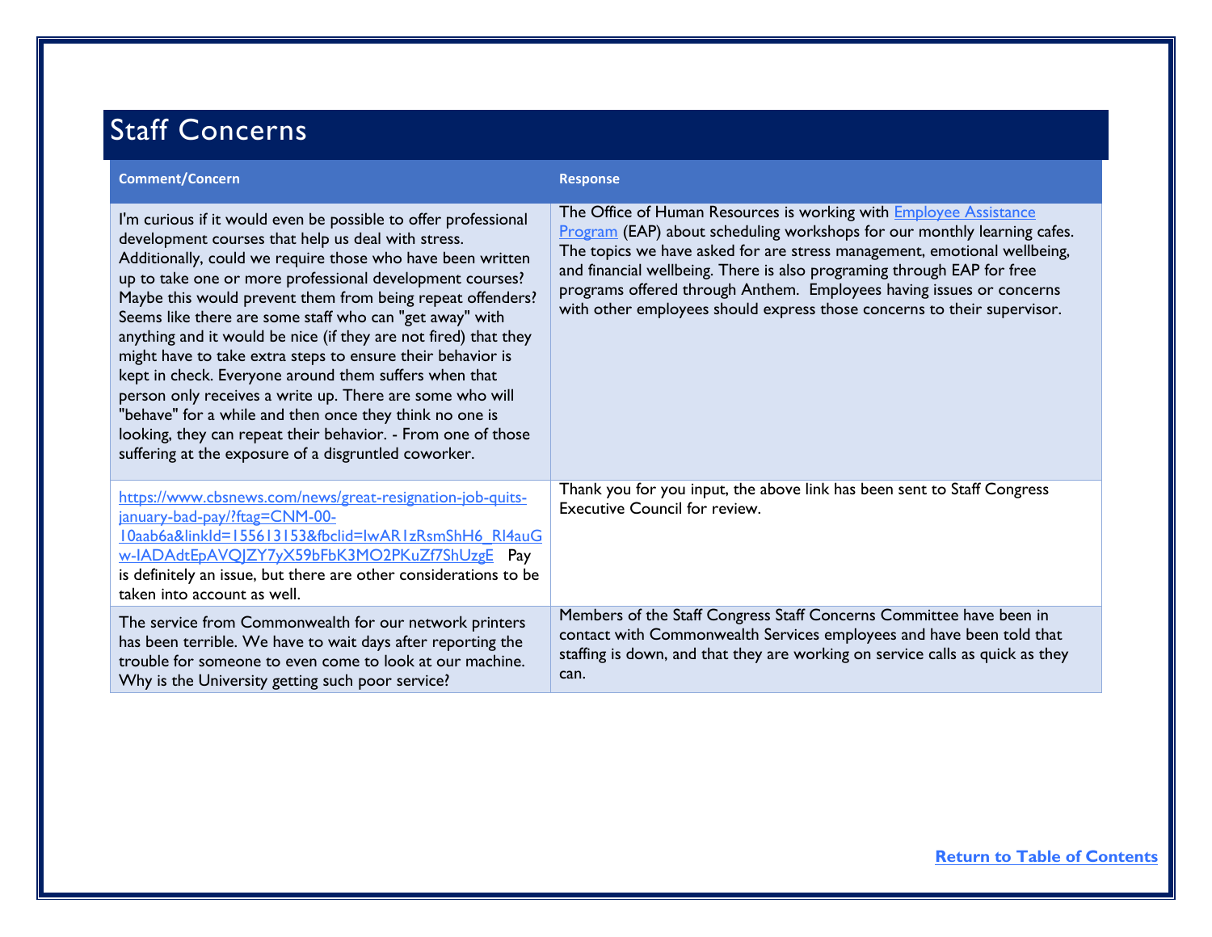# Staff Concerns

| Comment/Concern | Response |
| --- | --- |
| I'm curious if it would even be possible to offer professional development courses that help us deal with stress. Additionally, could we require those who have been written up to take one or more professional development courses? Maybe this would prevent them from being repeat offenders? Seems like there are some staff who can "get away" with anything and it would be nice (if they are not fired) that they might have to take extra steps to ensure their behavior is kept in check. Everyone around them suffers when that person only receives a write up. There are some who will "behave" for a while and then once they think no one is looking, they can repeat their behavior. - From one of those suffering at the exposure of a disgruntled coworker. | The Office of Human Resources is working with [Employee Assistance Program]() (EAP) about scheduling workshops for our monthly learning cafes. The topics we have asked for are stress management, emotional wellbeing, and financial wellbeing. There is also programing through EAP for free programs offered through Anthem. Employees having issues or concerns with other employees should express those concerns to their supervisor. |
| https://www.cbsnews.com/news/great-resignation-job-quits-january-bad-pay/?ftag=CNM-00-10aab6a&linkId=155613153&fbclid=IwAR1zRsmShH6_RI4auGw-IADAdtEpAVQJZY7yX59bFbK3MO2PKuZf7ShUzgE Pay is definitely an issue, but there are other considerations to be taken into account as well. | Thank you for you input, the above link has been sent to Staff Congress Executive Council for review. |
| The service from Commonwealth for our network printers has been terrible. We have to wait days after reporting the trouble for someone to even come to look at our machine. Why is the University getting such poor service? | Members of the Staff Congress Staff Concerns Committee have been in contact with Commonwealth Services employees and have been told that staffing is down, and that they are working on service calls as quick as they can. |

**[Return to Table of Contents]()**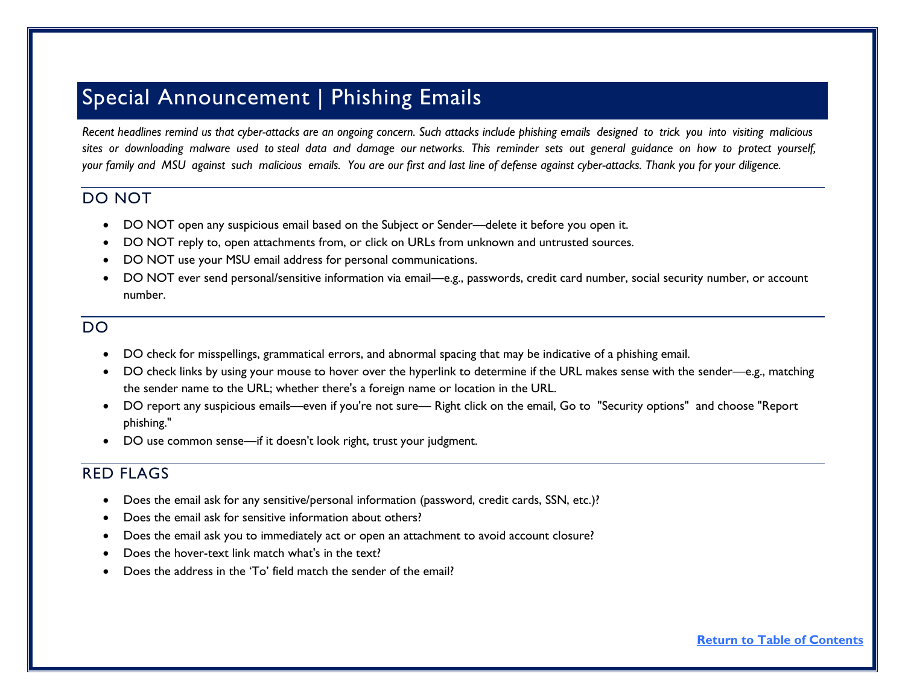# Special Announcement | Phishing Emails

*Recent headlines remind us that cyber-attacks are an ongoing concern. Such attacks include phishing emails designed to trick you into visiting malicious sites or downloading malware used to steal data and damage our networks. This reminder sets out general guidance on how to protect yourself, your family and MSU against such malicious emails. You are our first and last line of defense against cyber-attacks. Thank you for your diligence.*

## DO NOT

- DO NOT open any suspicious email based on the Subject or Sender—delete it before you open it.
- DO NOT reply to, open attachments from, or click on URLs from unknown and untrusted sources.
- DO NOT use your MSU email address for personal communications.
- DO NOT ever send personal/sensitive information via email—e.g., passwords, credit card number, social security number, or account number.

## DO

- DO check for misspellings, grammatical errors, and abnormal spacing that may be indicative of a phishing email.
- DO check links by using your mouse to hover over the hyperlink to determine if the URL makes sense with the sender—e.g., matching the sender name to the URL; whether there's a foreign name or location in the URL.
- DO report any suspicious emails—even if you're not sure— Right click on the email, Go to "Security options" and choose "Report phishing."
- DO use common sense—if it doesn't look right, trust your judgment.

## RED FLAGS

- Does the email ask for any sensitive/personal information (password, credit cards, SSN, etc.)?
- Does the email ask for sensitive information about others?
- Does the email ask you to immediately act or open an attachment to avoid account closure?
- Does the hover-text link match what's in the text?
- Does the address in the 'To' field match the sender of the email?

**Return to Table of Contents**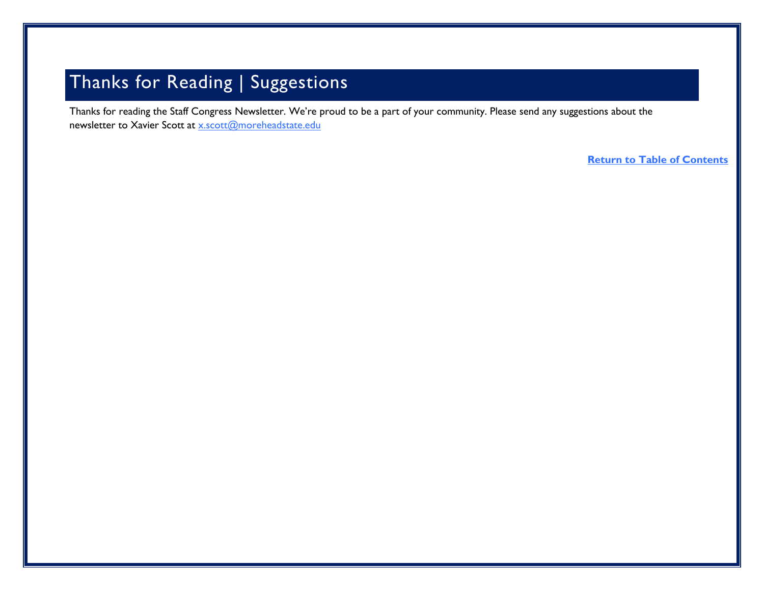## Thanks for Reading | Suggestions

Thanks for reading the Staff Congress Newsletter. We're proud to be a part of your community. Please send any suggestions about the newsletter to Xavier Scott at x.scott@moreheadstate.edu

**Return to Table of Contents**